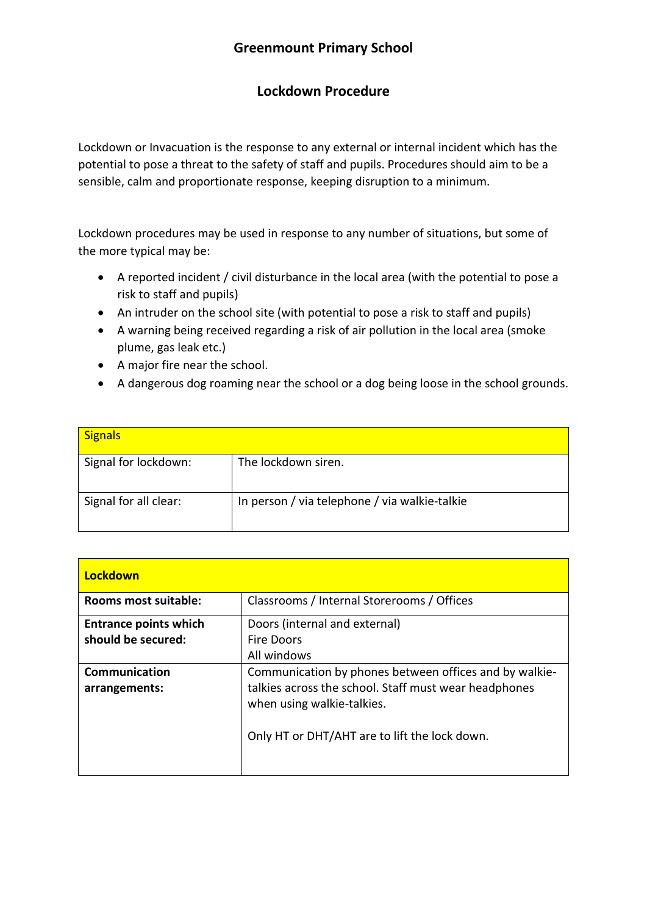# Greenmount Primary School

## Lockdown Procedure

Lockdown or Invacuation is the response to any external or internal incident which has the potential to pose a threat to the safety of staff and pupils. Procedures should aim to be a sensible, calm and proportionate response, keeping disruption to a minimum.

Lockdown procedures may be used in response to any number of situations, but some of the more typical may be:

- A reported incident / civil disturbance in the local area (with the potential to pose a risk to staff and pupils)
- An intruder on the school site (with potential to pose a risk to staff and pupils)
- A warning being received regarding a risk of air pollution in the local area (smoke plume, gas leak etc.)
- A major fire near the school.
- A dangerous dog roaming near the school or a dog being loose in the school grounds.

| Signals | |
|---|---|
| Signal for lockdown: | The lockdown siren. |
| Signal for all clear: | In person / via telephone / via walkie-talkie |

| **Lockdown** | |
|---|---|
| **Rooms most suitable:** | Classrooms / Internal Storerooms / Offices |
| **Entrance points which should be secured:** | Doors (internal and external)<br>Fire Doors<br>All windows |
| **Communication arrangements:** | Communication by phones between offices and by walkie-talkies across the school. Staff must wear headphones when using walkie-talkies.<br><br>Only HT or DHT/AHT are to lift the lock down. |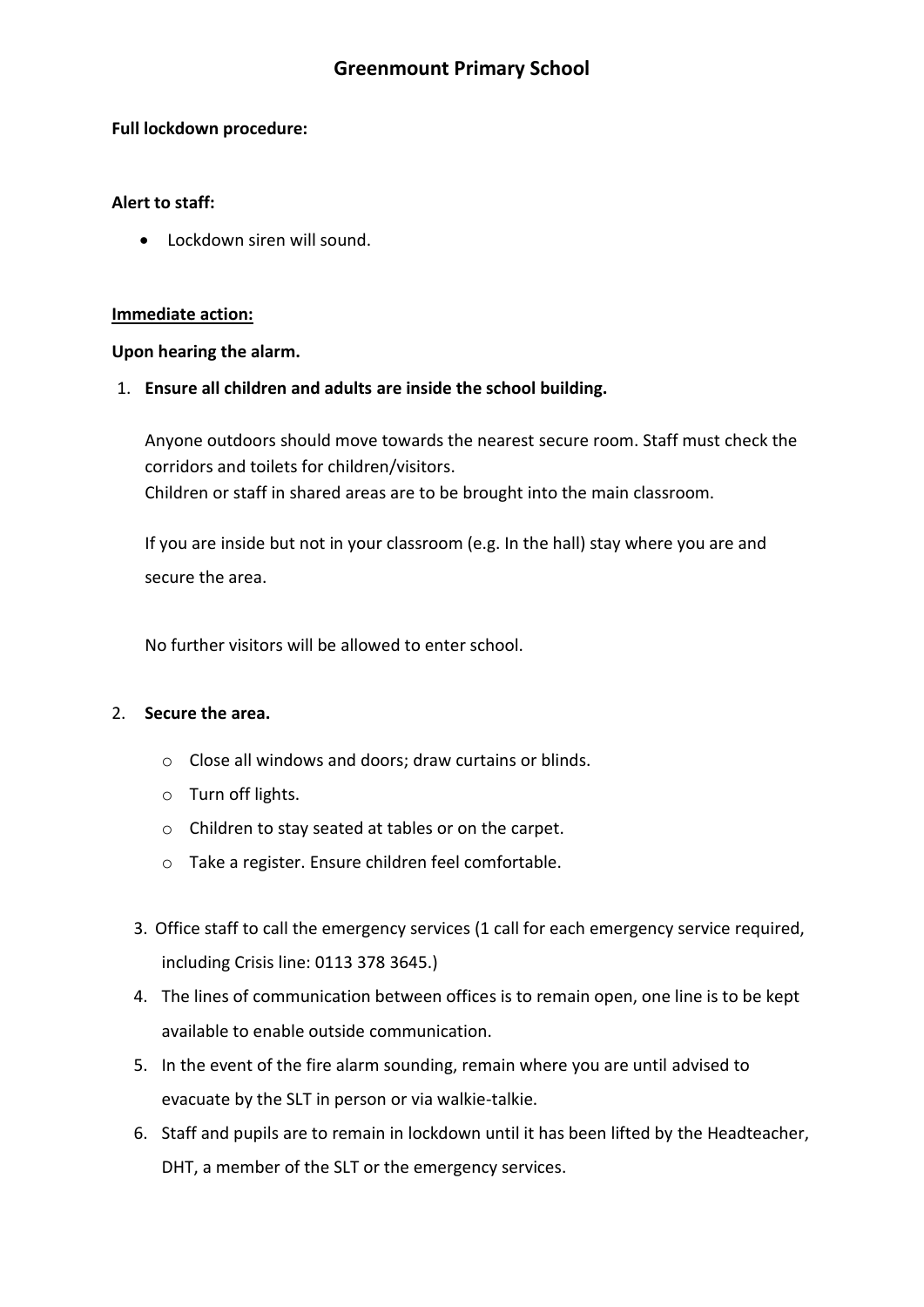# Greenmount Primary School

**Full lockdown procedure:**

**Alert to staff:**

- Lockdown siren will sound.

**<u>Immediate action:</u>**

**Upon hearing the alarm.**

1. **Ensure all children and adults are inside the school building.**

   Anyone outdoors should move towards the nearest secure room. Staff must check the corridors and toilets for children/visitors.
   Children or staff in shared areas are to be brought into the main classroom.

   If you are inside but not in your classroom (e.g. In the hall) stay where you are and secure the area.

   No further visitors will be allowed to enter school.

2. **Secure the area.**
   - Close all windows and doors; draw curtains or blinds.
   - Turn off lights.
   - Children to stay seated at tables or on the carpet.
   - Take a register. Ensure children feel comfortable.

3. Office staff to call the emergency services (1 call for each emergency service required, including Crisis line: 0113 378 3645.)
4. The lines of communication between offices is to remain open, one line is to be kept available to enable outside communication.
5. In the event of the fire alarm sounding, remain where you are until advised to evacuate by the SLT in person or via walkie-talkie.
6. Staff and pupils are to remain in lockdown until it has been lifted by the Headteacher, DHT, a member of the SLT or the emergency services.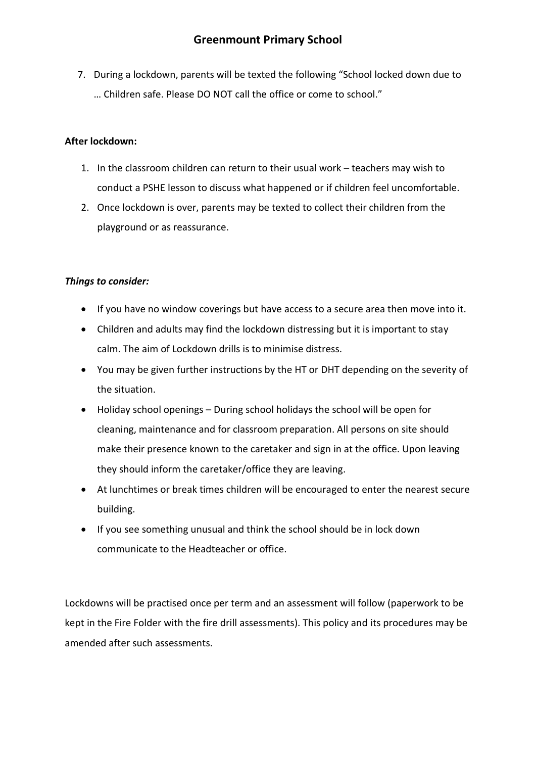7. During a lockdown, parents will be texted the following "School locked down due to … Children safe. Please DO NOT call the office or come to school."

**After lockdown:**

1. In the classroom children can return to their usual work – teachers may wish to conduct a PSHE lesson to discuss what happened or if children feel uncomfortable.
2. Once lockdown is over, parents may be texted to collect their children from the playground or as reassurance.

***Things to consider:***

- If you have no window coverings but have access to a secure area then move into it.
- Children and adults may find the lockdown distressing but it is important to stay calm. The aim of Lockdown drills is to minimise distress.
- You may be given further instructions by the HT or DHT depending on the severity of the situation.
- Holiday school openings – During school holidays the school will be open for cleaning, maintenance and for classroom preparation. All persons on site should make their presence known to the caretaker and sign in at the office. Upon leaving they should inform the caretaker/office they are leaving.
- At lunchtimes or break times children will be encouraged to enter the nearest secure building.
- If you see something unusual and think the school should be in lock down communicate to the Headteacher or office.

Lockdowns will be practised once per term and an assessment will follow (paperwork to be kept in the Fire Folder with the fire drill assessments). This policy and its procedures may be amended after such assessments.